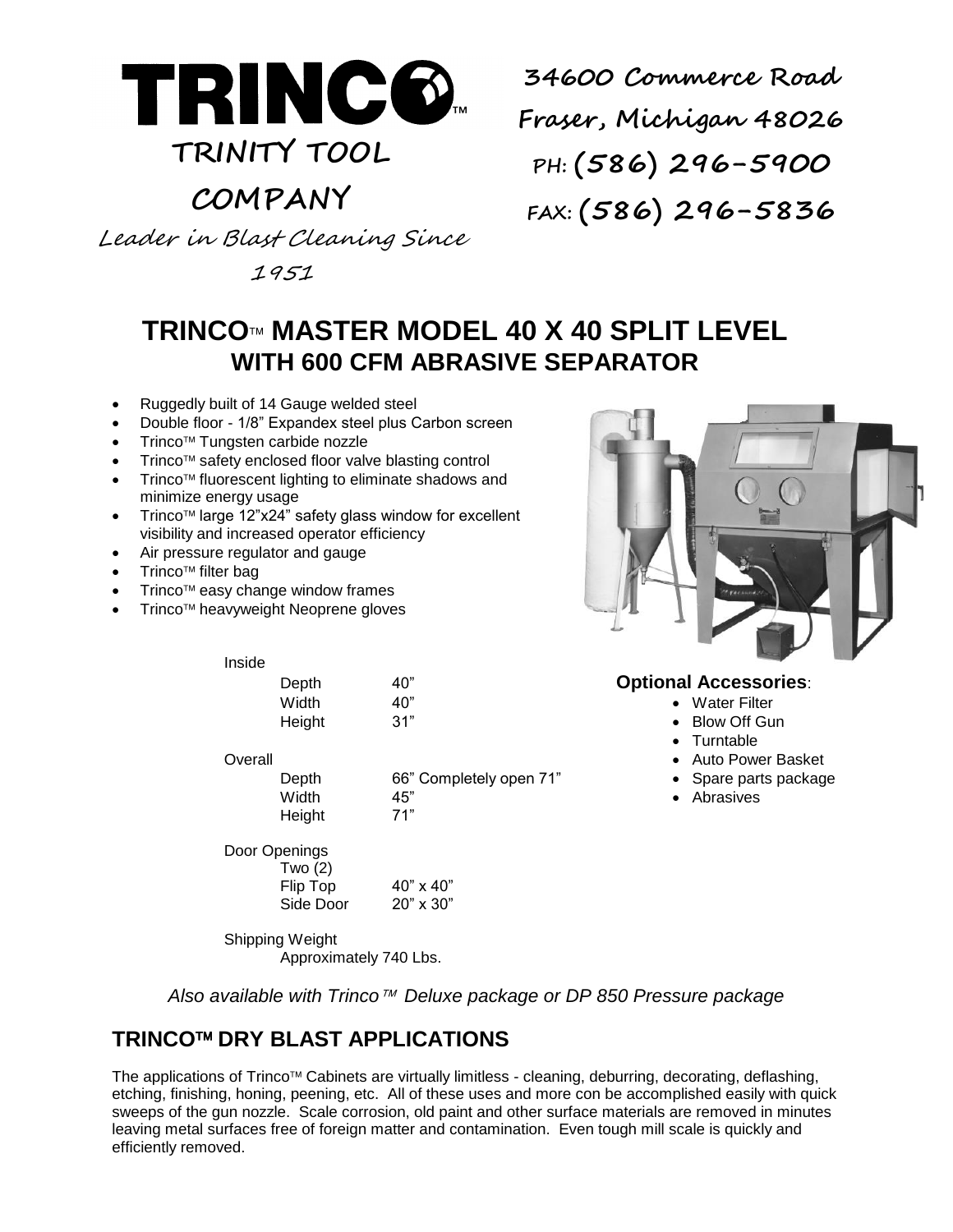# TRINCO™

**TRINITY TOOL COMPANY**

*Leader in Blast Cleaning Since 1951*

**34600 Commerce Road**
**Fraser, Michigan 48026**
**PH: (586) 296-5900**
**FAX: (586) 296-5836**

## TRINCO™ MASTER MODEL 40 X 40 SPLIT LEVEL
## WITH 600 CFM ABRASIVE SEPARATOR

- Ruggedly built of 14 Gauge welded steel
- Double floor - 1/8" Expandex steel plus Carbon screen
- Trinco™ Tungsten carbide nozzle
- Trinco™ safety enclosed floor valve blasting control
- Trinco™ fluorescent lighting to eliminate shadows and minimize energy usage
- Trinco™ large 12"x24" safety glass window for excellent visibility and increased operator efficiency
- Air pressure regulator and gauge
- Trinco™ filter bag
- Trinco™ easy change window frames
- Trinco™ heavyweight Neoprene gloves

| | | |
|---|---|---|
| Inside | | |
| | Depth | 40" |
| | Width | 40" |
| | Height | 31" |
| Overall | | |
| | Depth | 66" Completely open 71" |
| | Width | 45" |
| | Height | 71" |
| Door Openings | | |
| | Two (2) | |
| | Flip Top | 40" x 40" |
| | Side Door | 20" x 30" |
| Shipping Weight | | |
| | Approximately 740 Lbs. | |

**Optional Accessories**:

- Water Filter
- Blow Off Gun
- Turntable
- Auto Power Basket
- Spare parts package
- Abrasives

*Also available with Trinco™ Deluxe package or DP 850 Pressure package*

## TRINCO™ DRY BLAST APPLICATIONS

The applications of Trinco™ Cabinets are virtually limitless - cleaning, deburring, decorating, deflashing, etching, finishing, honing, peening, etc. All of these uses and more con be accomplished easily with quick sweeps of the gun nozzle. Scale corrosion, old paint and other surface materials are removed in minutes leaving metal surfaces free of foreign matter and contamination. Even tough mill scale is quickly and efficiently removed.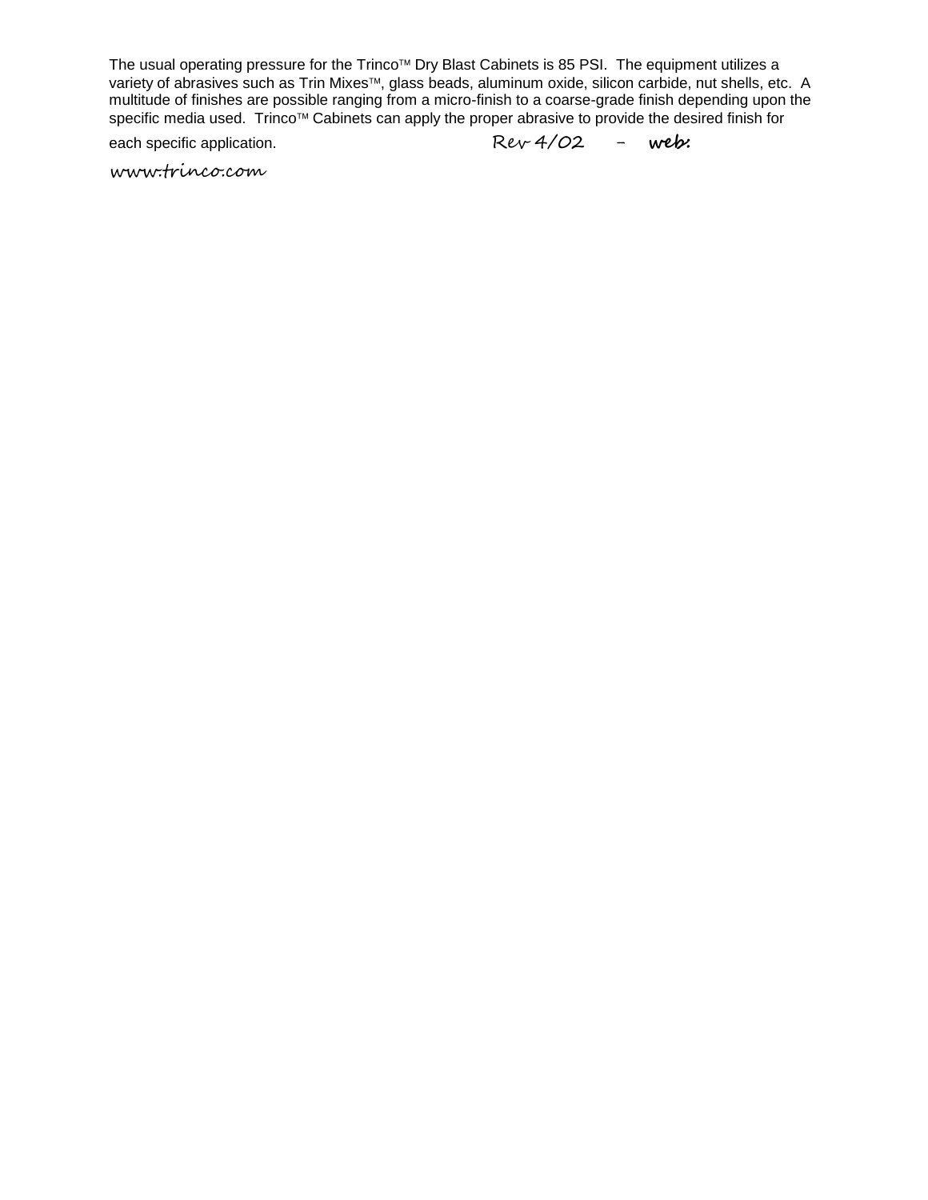The usual operating pressure for the Trinco™ Dry Blast Cabinets is 85 PSI. The equipment utilizes a variety of abrasives such as Trin Mixes™, glass beads, aluminum oxide, silicon carbide, nut shells, etc. A multitude of finishes are possible ranging from a micro-finish to a coarse-grade finish depending upon the specific media used. Trinco™ Cabinets can apply the proper abrasive to provide the desired finish for each specific application. Rev 4/02 – **web:** www.trinco.com